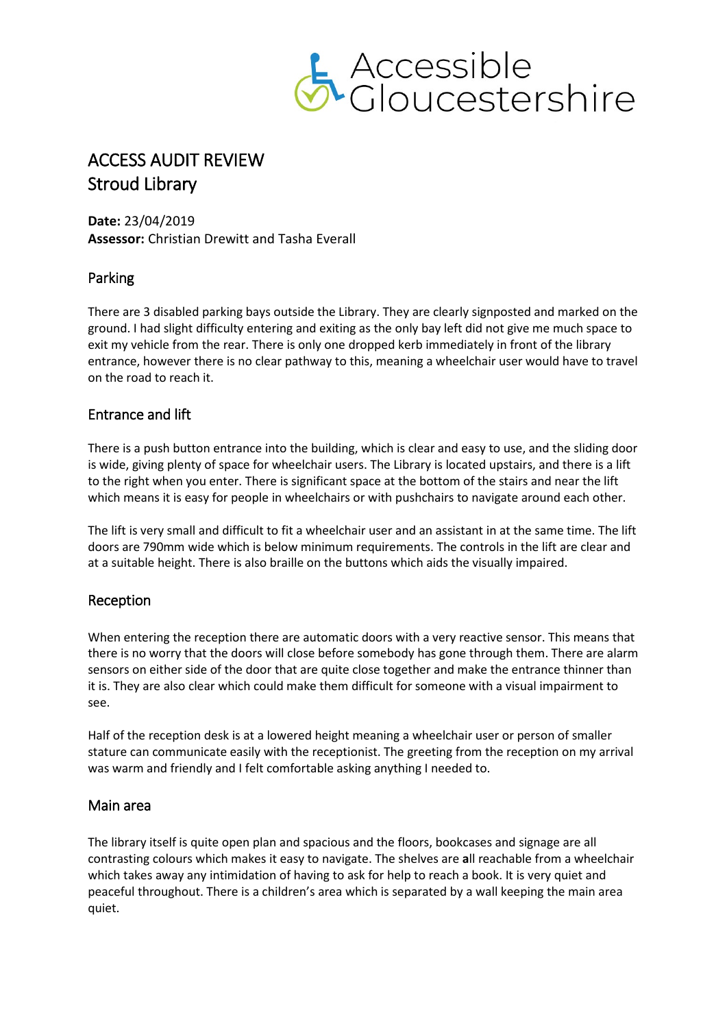Accessible Gloucestershire

# ACCESS AUDIT REVIEW
# Stroud Library

**Date:** 23/04/2019
**Assessor:** Christian Drewitt and Tasha Everall

## Parking

There are 3 disabled parking bays outside the Library. They are clearly signposted and marked on the ground. I had slight difficulty entering and exiting as the only bay left did not give me much space to exit my vehicle from the rear. There is only one dropped kerb immediately in front of the library entrance, however there is no clear pathway to this, meaning a wheelchair user would have to travel on the road to reach it.

## Entrance and lift

There is a push button entrance into the building, which is clear and easy to use, and the sliding door is wide, giving plenty of space for wheelchair users. The Library is located upstairs, and there is a lift to the right when you enter. There is significant space at the bottom of the stairs and near the lift which means it is easy for people in wheelchairs or with pushchairs to navigate around each other.

The lift is very small and difficult to fit a wheelchair user and an assistant in at the same time. The lift doors are 790mm wide which is below minimum requirements. The controls in the lift are clear and at a suitable height. There is also braille on the buttons which aids the visually impaired.

## Reception

When entering the reception there are automatic doors with a very reactive sensor. This means that there is no worry that the doors will close before somebody has gone through them. There are alarm sensors on either side of the door that are quite close together and make the entrance thinner than it is. They are also clear which could make them difficult for someone with a visual impairment to see.

Half of the reception desk is at a lowered height meaning a wheelchair user or person of smaller stature can communicate easily with the receptionist. The greeting from the reception on my arrival was warm and friendly and I felt comfortable asking anything I needed to.

## Main area

The library itself is quite open plan and spacious and the floors, bookcases and signage are all contrasting colours which makes it easy to navigate. The shelves are **a**ll reachable from a wheelchair which takes away any intimidation of having to ask for help to reach a book. It is very quiet and peaceful throughout. There is a children's area which is separated by a wall keeping the main area quiet.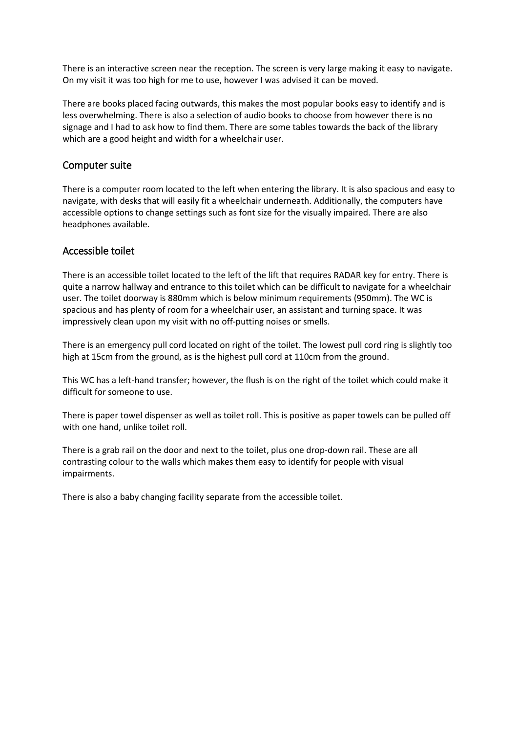There is an interactive screen near the reception. The screen is very large making it easy to navigate. On my visit it was too high for me to use, however I was advised it can be moved.

There are books placed facing outwards, this makes the most popular books easy to identify and is less overwhelming. There is also a selection of audio books to choose from however there is no signage and I had to ask how to find them. There are some tables towards the back of the library which are a good height and width for a wheelchair user.

## Computer suite

There is a computer room located to the left when entering the library. It is also spacious and easy to navigate, with desks that will easily fit a wheelchair underneath. Additionally, the computers have accessible options to change settings such as font size for the visually impaired. There are also headphones available.

## Accessible toilet

There is an accessible toilet located to the left of the lift that requires RADAR key for entry. There is quite a narrow hallway and entrance to this toilet which can be difficult to navigate for a wheelchair user. The toilet doorway is 880mm which is below minimum requirements (950mm). The WC is spacious and has plenty of room for a wheelchair user, an assistant and turning space. It was impressively clean upon my visit with no off-putting noises or smells.

There is an emergency pull cord located on right of the toilet. The lowest pull cord ring is slightly too high at 15cm from the ground, as is the highest pull cord at 110cm from the ground.

This WC has a left-hand transfer; however, the flush is on the right of the toilet which could make it difficult for someone to use.

There is paper towel dispenser as well as toilet roll. This is positive as paper towels can be pulled off with one hand, unlike toilet roll.

There is a grab rail on the door and next to the toilet, plus one drop-down rail. These are all contrasting colour to the walls which makes them easy to identify for people with visual impairments.

There is also a baby changing facility separate from the accessible toilet.